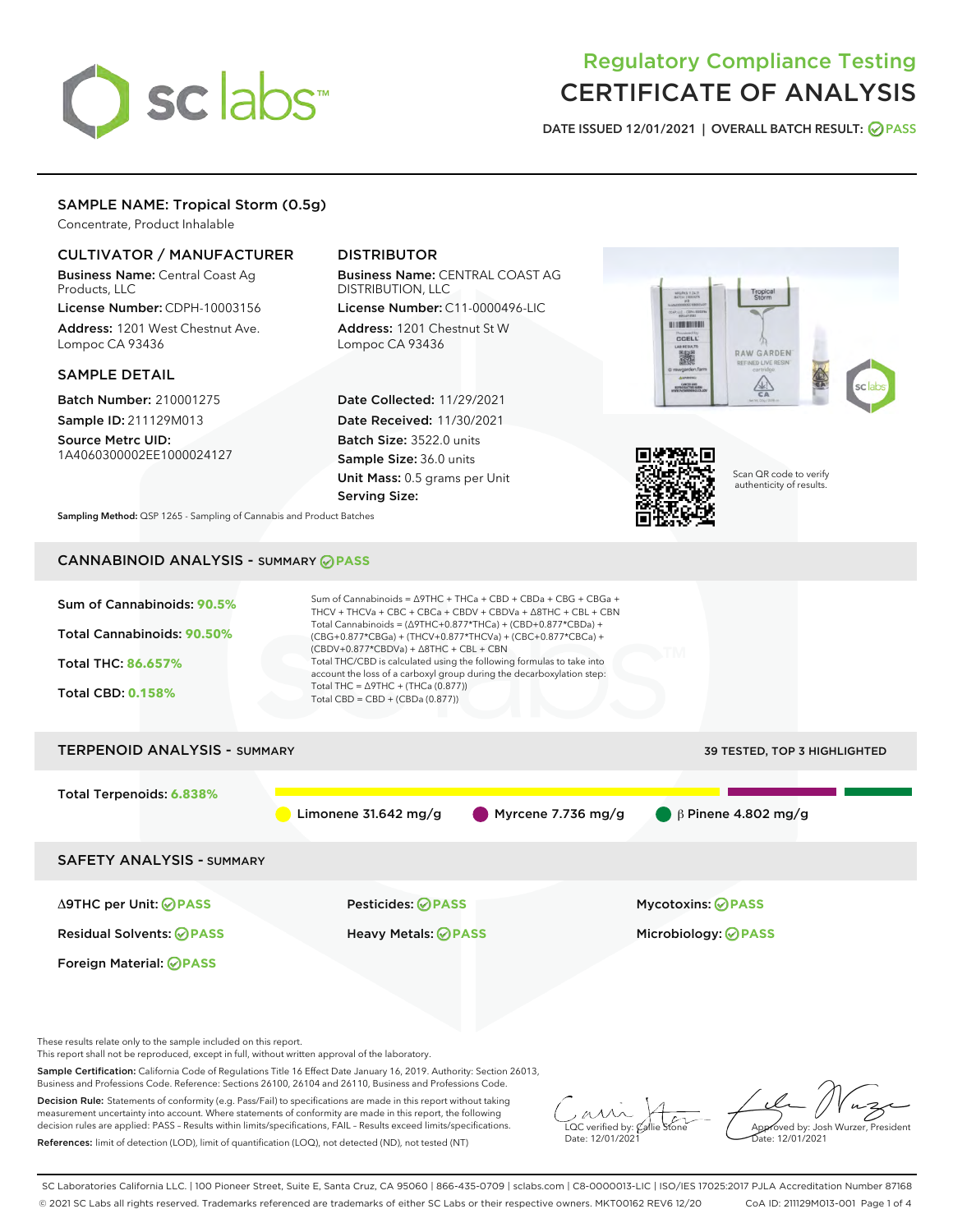# Regulatory Compliance Testing
# CERTIFICATE OF ANALYSIS

DATE ISSUED 12/01/2021 | OVERALL BATCH RESULT: PASS

## SAMPLE NAME: Tropical Storm (0.5g)

Concentrate, Product Inhalable

### CULTIVATOR / MANUFACTURER

**Business Name:** Central Coast Ag Products, LLC

**License Number:** CDPH-10003156

**Address:** 1201 West Chestnut Ave. Lompoc CA 93436

### DISTRIBUTOR

**Business Name:** CENTRAL COAST AG DISTRIBUTION, LLC

**License Number:** C11-0000496-LIC

**Address:** 1201 Chestnut St W Lompoc CA 93436

### SAMPLE DETAIL

**Batch Number:** 210001275

**Sample ID:** 211129M013

**Source Metrc UID:** 1A4060300002EE1000024127

**Date Collected:** 11/29/2021

**Date Received:** 11/30/2021

**Batch Size:** 3522.0 units

**Sample Size:** 36.0 units

**Unit Mass:** 0.5 grams per Unit

**Serving Size:**

Scan QR code to verify authenticity of results.

**Sampling Method:** QSP 1265 - Sampling of Cannabis and Product Batches

## CANNABINOID ANALYSIS - SUMMARY PASS

**Sum of Cannabinoids:** 90.5%

**Total Cannabinoids:** 90.50%

**Total THC:** 86.657%

**Total CBD:** 0.158%

Sum of Cannabinoids = Δ9THC + THCa + CBD + CBDa + CBG + CBGa + THCV + THCVa + CBC + CBCa + CBDV + CBDVa + Δ8THC + CBL + CBN

Total Cannabinoids = (Δ9THC+0.877*THCa) + (CBD+0.877*CBDa) + (CBG+0.877*CBGa) + (THCV+0.877*THCVa) + (CBC+0.877*CBCa) + (CBDV+0.877*CBDVa) + Δ8THC + CBL + CBN

Total THC/CBD is calculated using the following formulas to take into account the loss of a carboxyl group during the decarboxylation step:

Total THC = Δ9THC + (THCa (0.877))

Total CBD = CBD + (CBDa (0.877))

## TERPENOID ANALYSIS - SUMMARY

39 TESTED, TOP 3 HIGHLIGHTED

**Total Terpenoids:** 6.838%

Limonene 31.642 mg/g | Myrcene 7.736 mg/g | β Pinene 4.802 mg/g

## SAFETY ANALYSIS - SUMMARY

Δ9THC per Unit: PASS

Pesticides: PASS

Mycotoxins: PASS

Residual Solvents: PASS

Heavy Metals: PASS

Microbiology: PASS

Foreign Material: PASS

These results relate only to the sample included on this report.
This report shall not be reproduced, except in full, without written approval of the laboratory.

**Sample Certification:** California Code of Regulations Title 16 Effect Date January 16, 2019. Authority: Section 26013, Business and Professions Code. Reference: Sections 26100, 26104 and 26110, Business and Professions Code.

**Decision Rule:** Statements of conformity (e.g. Pass/Fail) to specifications are made in this report without taking measurement uncertainty into account. Where statements of conformity are made in this report, the following decision rules are applied: PASS – Results within limits/specifications, FAIL – Results exceed limits/specifications.

**References:** limit of detection (LOD), limit of quantification (LOQ), not detected (ND), not tested (NT)

LQC verified by: Callie Stone
Date: 12/01/2021

Approved by: Josh Wurzer, President
Date: 12/01/2021

SC Laboratories California LLC. | 100 Pioneer Street, Suite E, Santa Cruz, CA 95060 | 866-435-0709 | sclabs.com | C8-0000013-LIC | ISO/IES 17025:2017 PJLA Accreditation Number 87168
© 2021 SC Labs all rights reserved. Trademarks referenced are trademarks of either SC Labs or their respective owners. MKT00162 REV6 12/20 CoA ID: 211129M013-001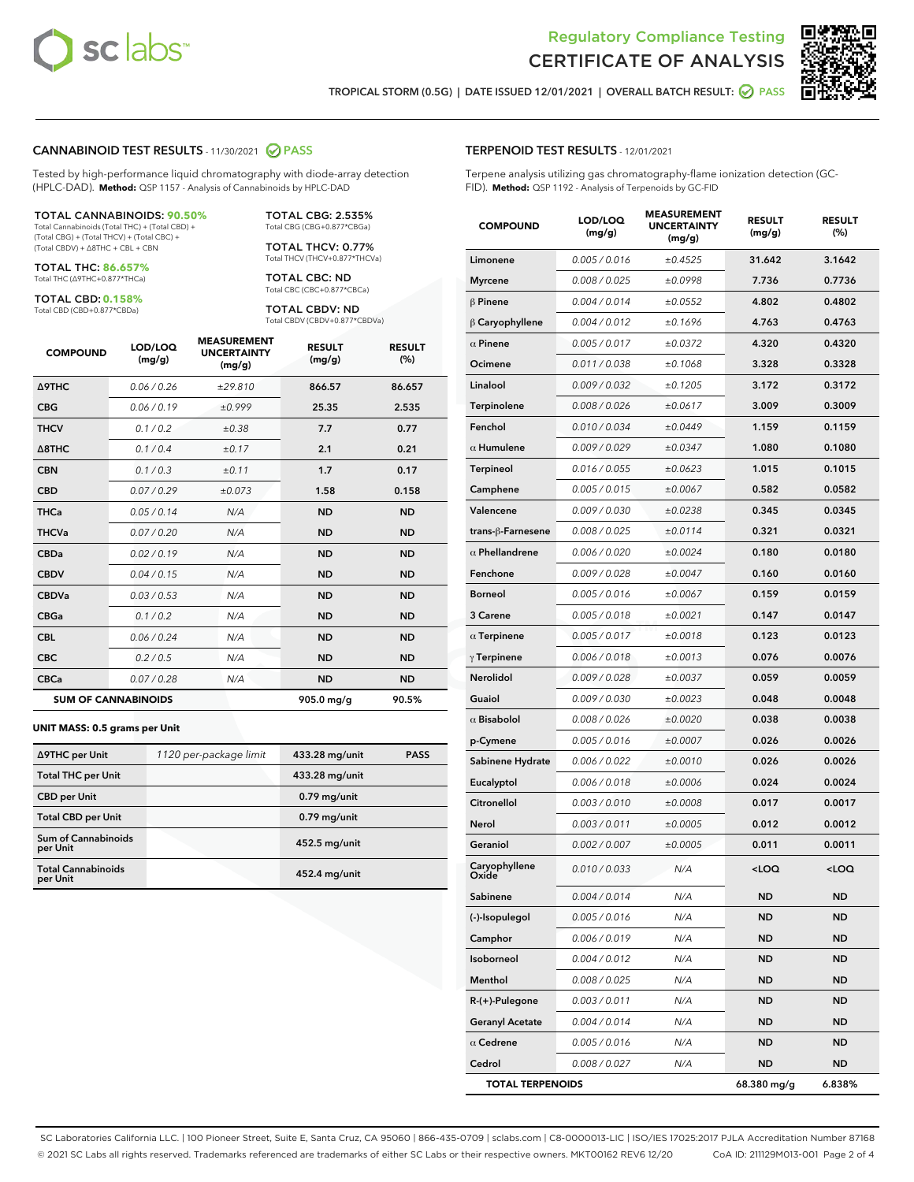# Regulatory Compliance Testing
# CERTIFICATE OF ANALYSIS

TROPICAL STORM (0.5G) | DATE ISSUED 12/01/2021 | OVERALL BATCH RESULT: PASS

## CANNABINOID TEST RESULTS - 11/30/2021 PASS

Tested by high-performance liquid chromatography with diode-array detection (HPLC-DAD). **Method:** QSP 1157 - Analysis of Cannabinoids by HPLC-DAD

**TOTAL CANNABINOIDS: 90.50%**
Total Cannabinoids (Total THC) + (Total CBD) + (Total CBG) + (Total THCV) + (Total CBC) + (Total CBDV) + Δ8THC + CBL + CBN

**TOTAL THC: 86.657%**
Total THC (Δ9THC+0.877*THCa)

**TOTAL CBD: 0.158%**
Total CBD (CBD+0.877*CBDa)

**TOTAL CBG: 2.535%**
Total CBG (CBG+0.877*CBGa)

**TOTAL THCV: 0.77%**
Total THCV (THCV+0.877*THCVa)

**TOTAL CBC: ND**
Total CBC (CBC+0.877*CBCa)

**TOTAL CBDV: ND**
Total CBDV (CBDV+0.877*CBDVa)

| COMPOUND | LOD/LOQ (mg/g) | MEASUREMENT UNCERTAINTY (mg/g) | RESULT (mg/g) | RESULT (%) |
|---|---|---|---|---|
| Δ9THC | 0.06 / 0.26 | ±29.810 | 866.57 | 86.657 |
| CBG | 0.06 / 0.19 | ±0.999 | 25.35 | 2.535 |
| THCV | 0.1 / 0.2 | ±0.38 | 7.7 | 0.77 |
| Δ8THC | 0.1 / 0.4 | ±0.17 | 2.1 | 0.21 |
| CBN | 0.1 / 0.3 | ±0.11 | 1.7 | 0.17 |
| CBD | 0.07 / 0.29 | ±0.073 | 1.58 | 0.158 |
| THCa | 0.05 / 0.14 | N/A | ND | ND |
| THCVa | 0.07 / 0.20 | N/A | ND | ND |
| CBDa | 0.02 / 0.19 | N/A | ND | ND |
| CBDV | 0.04 / 0.15 | N/A | ND | ND |
| CBDVa | 0.03 / 0.53 | N/A | ND | ND |
| CBGa | 0.1 / 0.2 | N/A | ND | ND |
| CBL | 0.06 / 0.24 | N/A | ND | ND |
| CBC | 0.2 / 0.5 | N/A | ND | ND |
| CBCa | 0.07 / 0.28 | N/A | ND | ND |
| **SUM OF CANNABINOIDS** | | | 905.0 mg/g | 90.5% |

**UNIT MASS: 0.5 grams per Unit**

| | | | |
|---|---|---|---|
| Δ9THC per Unit | 1120 per-package limit | 433.28 mg/unit | PASS |
| Total THC per Unit | | 433.28 mg/unit | |
| CBD per Unit | | 0.79 mg/unit | |
| Total CBD per Unit | | 0.79 mg/unit | |
| Sum of Cannabinoids per Unit | | 452.5 mg/unit | |
| Total Cannabinoids per Unit | | 452.4 mg/unit | |

## TERPENOID TEST RESULTS - 12/01/2021

Terpene analysis utilizing gas chromatography-flame ionization detection (GC-FID). **Method:** QSP 1192 - Analysis of Terpenoids by GC-FID

| COMPOUND | LOD/LOQ (mg/g) | MEASUREMENT UNCERTAINTY (mg/g) | RESULT (mg/g) | RESULT (%) |
|---|---|---|---|---|
| Limonene | 0.005 / 0.016 | ±0.4525 | 31.642 | 3.1642 |
| Myrcene | 0.008 / 0.025 | ±0.0998 | 7.736 | 0.7736 |
| β Pinene | 0.004 / 0.014 | ±0.0552 | 4.802 | 0.4802 |
| β Caryophyllene | 0.004 / 0.012 | ±0.1696 | 4.763 | 0.4763 |
| α Pinene | 0.005 / 0.017 | ±0.0372 | 4.320 | 0.4320 |
| Ocimene | 0.011 / 0.038 | ±0.1068 | 3.328 | 0.3328 |
| Linalool | 0.009 / 0.032 | ±0.1205 | 3.172 | 0.3172 |
| Terpinolene | 0.008 / 0.026 | ±0.0617 | 3.009 | 0.3009 |
| Fenchol | 0.010 / 0.034 | ±0.0449 | 1.159 | 0.1159 |
| α Humulene | 0.009 / 0.029 | ±0.0347 | 1.080 | 0.1080 |
| Terpineol | 0.016 / 0.055 | ±0.0623 | 1.015 | 0.1015 |
| Camphene | 0.005 / 0.015 | ±0.0067 | 0.582 | 0.0582 |
| Valencene | 0.009 / 0.030 | ±0.0238 | 0.345 | 0.0345 |
| trans-β-Farnesene | 0.008 / 0.025 | ±0.0114 | 0.321 | 0.0321 |
| α Phellandrene | 0.006 / 0.020 | ±0.0024 | 0.180 | 0.0180 |
| Fenchone | 0.009 / 0.028 | ±0.0047 | 0.160 | 0.0160 |
| Borneol | 0.005 / 0.016 | ±0.0067 | 0.159 | 0.0159 |
| 3 Carene | 0.005 / 0.018 | ±0.0021 | 0.147 | 0.0147 |
| α Terpinene | 0.005 / 0.017 | ±0.0018 | 0.123 | 0.0123 |
| γ Terpinene | 0.006 / 0.018 | ±0.0013 | 0.076 | 0.0076 |
| Nerolidol | 0.009 / 0.028 | ±0.0037 | 0.059 | 0.0059 |
| Guaiol | 0.009 / 0.030 | ±0.0023 | 0.048 | 0.0048 |
| α Bisabolol | 0.008 / 0.026 | ±0.0020 | 0.038 | 0.0038 |
| p-Cymene | 0.005 / 0.016 | ±0.0007 | 0.026 | 0.0026 |
| Sabinene Hydrate | 0.006 / 0.022 | ±0.0010 | 0.026 | 0.0026 |
| Eucalyptol | 0.006 / 0.018 | ±0.0006 | 0.024 | 0.0024 |
| Citronellol | 0.003 / 0.010 | ±0.0008 | 0.017 | 0.0017 |
| Nerol | 0.003 / 0.011 | ±0.0005 | 0.012 | 0.0012 |
| Geraniol | 0.002 / 0.007 | ±0.0005 | 0.011 | 0.0011 |
| Caryophyllene Oxide | 0.010 / 0.033 | N/A | <LOQ | <LOQ |
| Sabinene | 0.004 / 0.014 | N/A | ND | ND |
| (-)-Isopulegol | 0.005 / 0.016 | N/A | ND | ND |
| Camphor | 0.006 / 0.019 | N/A | ND | ND |
| Isoborneol | 0.004 / 0.012 | N/A | ND | ND |
| Menthol | 0.008 / 0.025 | N/A | ND | ND |
| R-(+)-Pulegone | 0.003 / 0.011 | N/A | ND | ND |
| Geranyl Acetate | 0.004 / 0.014 | N/A | ND | ND |
| α Cedrene | 0.005 / 0.016 | N/A | ND | ND |
| Cedrol | 0.008 / 0.027 | N/A | ND | ND |
| **TOTAL TERPENOIDS** | | | 68.380 mg/g | 6.838% |

SC Laboratories California LLC. | 100 Pioneer Street, Suite E, Santa Cruz, CA 95060 | 866-435-0709 | sclabs.com | C8-0000013-LIC | ISO/IES 17025:2017 PJLA Accreditation Number 87168
© 2021 SC Labs all rights reserved. Trademarks referenced are trademarks of either SC Labs or their respective owners. MKT00162 REV6 12/20 CoA ID: 211129M013-001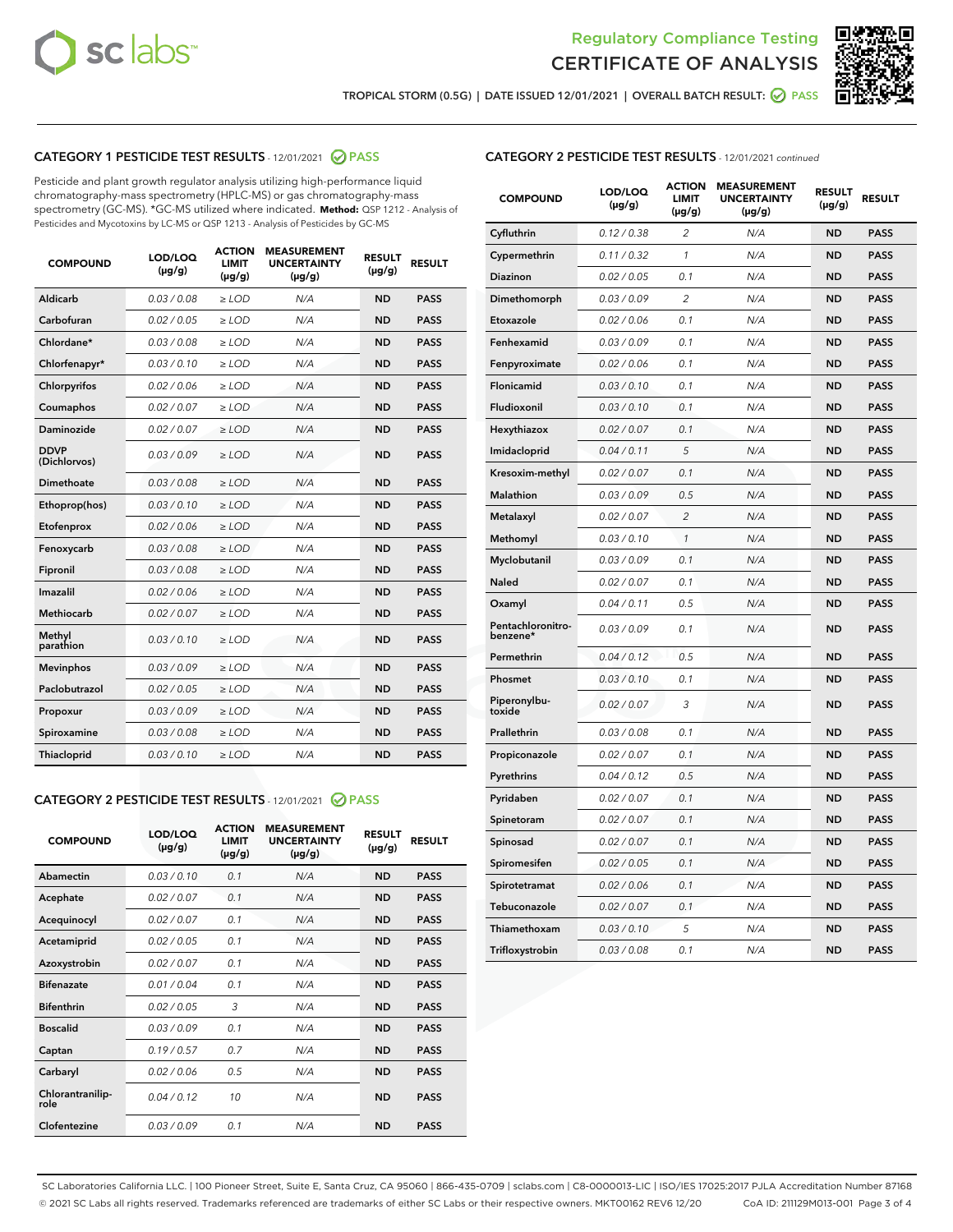Regulatory Compliance Testing
# CERTIFICATE OF ANALYSIS

TROPICAL STORM (0.5G) | DATE ISSUED 12/01/2021 | OVERALL BATCH RESULT: PASS

## CATEGORY 1 PESTICIDE TEST RESULTS - 12/01/2021 PASS

Pesticide and plant growth regulator analysis utilizing high-performance liquid chromatography-mass spectrometry (HPLC-MS) or gas chromatography-mass spectrometry (GC-MS). *GC-MS utilized where indicated. **Method:** QSP 1212 - Analysis of Pesticides and Mycotoxins by LC-MS or QSP 1213 - Analysis of Pesticides by GC-MS

| COMPOUND | LOD/LOQ (µg/g) | ACTION LIMIT (µg/g) | MEASUREMENT UNCERTAINTY (µg/g) | RESULT (µg/g) | RESULT |
|---|---|---|---|---|---|
| Aldicarb | 0.03 / 0.08 | ≥ LOD | N/A | ND | PASS |
| Carbofuran | 0.02 / 0.05 | ≥ LOD | N/A | ND | PASS |
| Chlordane* | 0.03 / 0.08 | ≥ LOD | N/A | ND | PASS |
| Chlorfenapyr* | 0.03 / 0.10 | ≥ LOD | N/A | ND | PASS |
| Chlorpyrifos | 0.02 / 0.06 | ≥ LOD | N/A | ND | PASS |
| Coumaphos | 0.02 / 0.07 | ≥ LOD | N/A | ND | PASS |
| Daminozide | 0.02 / 0.07 | ≥ LOD | N/A | ND | PASS |
| DDVP (Dichlorvos) | 0.03 / 0.09 | ≥ LOD | N/A | ND | PASS |
| Dimethoate | 0.03 / 0.08 | ≥ LOD | N/A | ND | PASS |
| Ethoprop(hos) | 0.03 / 0.10 | ≥ LOD | N/A | ND | PASS |
| Etofenprox | 0.02 / 0.06 | ≥ LOD | N/A | ND | PASS |
| Fenoxycarb | 0.03 / 0.08 | ≥ LOD | N/A | ND | PASS |
| Fipronil | 0.03 / 0.08 | ≥ LOD | N/A | ND | PASS |
| Imazalil | 0.02 / 0.06 | ≥ LOD | N/A | ND | PASS |
| Methiocarb | 0.02 / 0.07 | ≥ LOD | N/A | ND | PASS |
| Methyl parathion | 0.03 / 0.10 | ≥ LOD | N/A | ND | PASS |
| Mevinphos | 0.03 / 0.09 | ≥ LOD | N/A | ND | PASS |
| Paclobutrazol | 0.02 / 0.05 | ≥ LOD | N/A | ND | PASS |
| Propoxur | 0.03 / 0.09 | ≥ LOD | N/A | ND | PASS |
| Spiroxamine | 0.03 / 0.08 | ≥ LOD | N/A | ND | PASS |
| Thiacloprid | 0.03 / 0.10 | ≥ LOD | N/A | ND | PASS |

## CATEGORY 2 PESTICIDE TEST RESULTS - 12/01/2021 PASS

| COMPOUND | LOD/LOQ (µg/g) | ACTION LIMIT (µg/g) | MEASUREMENT UNCERTAINTY (µg/g) | RESULT (µg/g) | RESULT |
|---|---|---|---|---|---|
| Abamectin | 0.03 / 0.10 | 0.1 | N/A | ND | PASS |
| Acephate | 0.02 / 0.07 | 0.1 | N/A | ND | PASS |
| Acequinocyl | 0.02 / 0.07 | 0.1 | N/A | ND | PASS |
| Acetamiprid | 0.02 / 0.05 | 0.1 | N/A | ND | PASS |
| Azoxystrobin | 0.02 / 0.07 | 0.1 | N/A | ND | PASS |
| Bifenazate | 0.01 / 0.04 | 0.1 | N/A | ND | PASS |
| Bifenthrin | 0.02 / 0.05 | 3 | N/A | ND | PASS |
| Boscalid | 0.03 / 0.09 | 0.1 | N/A | ND | PASS |
| Captan | 0.19 / 0.57 | 0.7 | N/A | ND | PASS |
| Carbaryl | 0.02 / 0.06 | 0.5 | N/A | ND | PASS |
| Chlorantraniliprole | 0.04 / 0.12 | 10 | N/A | ND | PASS |
| Clofentezine | 0.03 / 0.09 | 0.1 | N/A | ND | PASS |
| Cyfluthrin | 0.12 / 0.38 | 2 | N/A | ND | PASS |
| Cypermethrin | 0.11 / 0.32 | 1 | N/A | ND | PASS |
| Diazinon | 0.02 / 0.05 | 0.1 | N/A | ND | PASS |
| Dimethomorph | 0.03 / 0.09 | 2 | N/A | ND | PASS |
| Etoxazole | 0.02 / 0.06 | 0.1 | N/A | ND | PASS |
| Fenhexamid | 0.03 / 0.09 | 0.1 | N/A | ND | PASS |
| Fenpyroximate | 0.02 / 0.06 | 0.1 | N/A | ND | PASS |
| Flonicamid | 0.03 / 0.10 | 0.1 | N/A | ND | PASS |
| Fludioxonil | 0.03 / 0.10 | 0.1 | N/A | ND | PASS |
| Hexythiazox | 0.02 / 0.07 | 0.1 | N/A | ND | PASS |
| Imidacloprid | 0.04 / 0.11 | 5 | N/A | ND | PASS |
| Kresoxim-methyl | 0.02 / 0.07 | 0.1 | N/A | ND | PASS |
| Malathion | 0.03 / 0.09 | 0.5 | N/A | ND | PASS |
| Metalaxyl | 0.02 / 0.07 | 2 | N/A | ND | PASS |
| Methomyl | 0.03 / 0.10 | 1 | N/A | ND | PASS |
| Myclobutanil | 0.03 / 0.09 | 0.1 | N/A | ND | PASS |
| Naled | 0.02 / 0.07 | 0.1 | N/A | ND | PASS |
| Oxamyl | 0.04 / 0.11 | 0.5 | N/A | ND | PASS |
| Pentachloronitrobenzene* | 0.03 / 0.09 | 0.1 | N/A | ND | PASS |
| Permethrin | 0.04 / 0.12 | 0.5 | N/A | ND | PASS |
| Phosmet | 0.03 / 0.10 | 0.1 | N/A | ND | PASS |
| Piperonylbutoxide | 0.02 / 0.07 | 3 | N/A | ND | PASS |
| Prallethrin | 0.03 / 0.08 | 0.1 | N/A | ND | PASS |
| Propiconazole | 0.02 / 0.07 | 0.1 | N/A | ND | PASS |
| Pyrethrins | 0.04 / 0.12 | 0.5 | N/A | ND | PASS |
| Pyridaben | 0.02 / 0.07 | 0.1 | N/A | ND | PASS |
| Spinetoram | 0.02 / 0.07 | 0.1 | N/A | ND | PASS |
| Spinosad | 0.02 / 0.07 | 0.1 | N/A | ND | PASS |
| Spiromesifen | 0.02 / 0.05 | 0.1 | N/A | ND | PASS |
| Spirotetramat | 0.02 / 0.06 | 0.1 | N/A | ND | PASS |
| Tebuconazole | 0.02 / 0.07 | 0.1 | N/A | ND | PASS |
| Thiamethoxam | 0.03 / 0.10 | 5 | N/A | ND | PASS |
| Trifloxystrobin | 0.03 / 0.08 | 0.1 | N/A | ND | PASS |

SC Laboratories California LLC. | 100 Pioneer Street, Suite E, Santa Cruz, CA 95060 | 866-435-0709 | sclabs.com | C8-0000013-LIC | ISO/IES 17025:2017 PJLA Accreditation Number 87168
© 2021 SC Labs all rights reserved. Trademarks referenced are trademarks of either SC Labs or their respective owners. MKT00162 REV6 12/20 CoA ID: 211129M013-001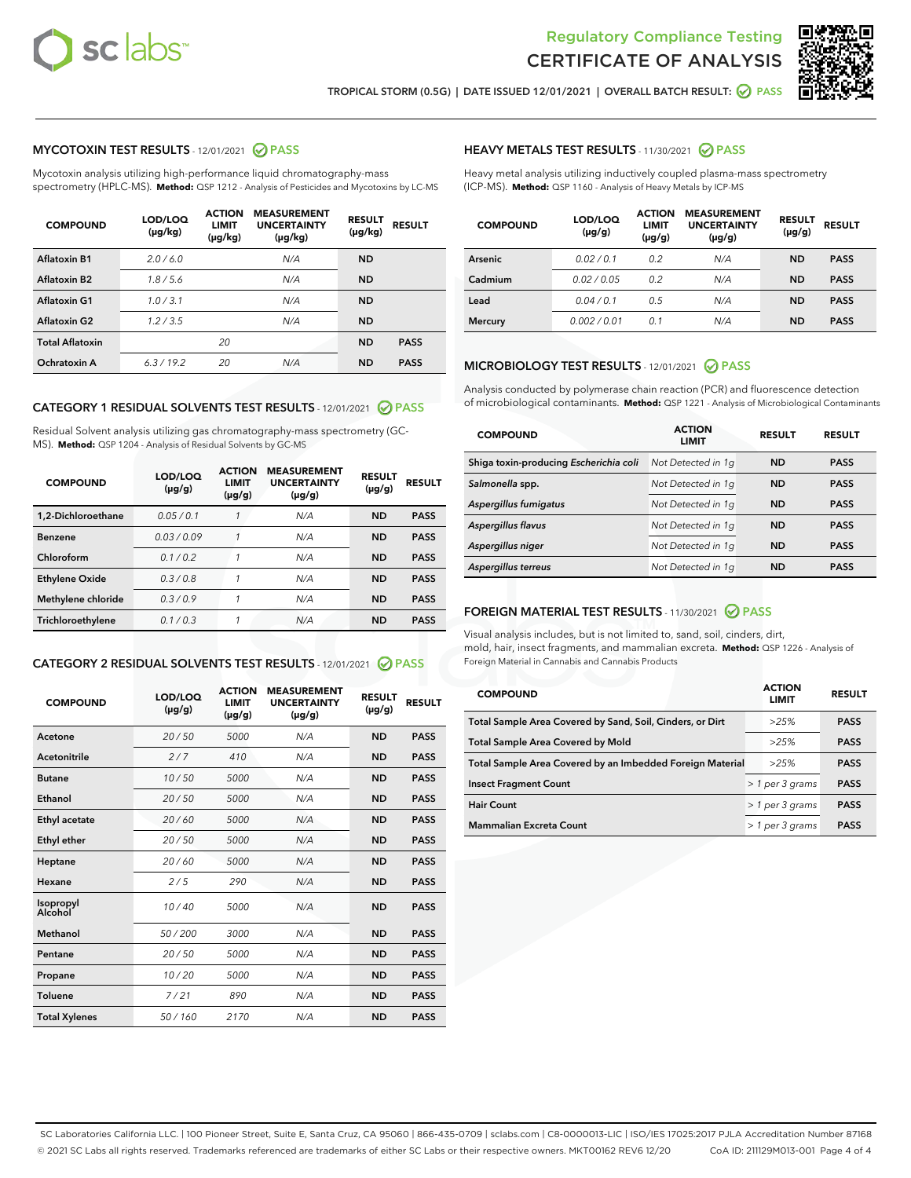Regulatory Compliance Testing
CERTIFICATE OF ANALYSIS

TROPICAL STORM (0.5G) | DATE ISSUED 12/01/2021 | OVERALL BATCH RESULT: PASS

## MYCOTOXIN TEST RESULTS - 12/01/2021 PASS

Mycotoxin analysis utilizing high-performance liquid chromatography-mass spectrometry (HPLC-MS). **Method:** QSP 1212 - Analysis of Pesticides and Mycotoxins by LC-MS

| COMPOUND | LOD/LOQ (µg/kg) | ACTION LIMIT (µg/kg) | MEASUREMENT UNCERTAINTY (µg/kg) | RESULT (µg/kg) | RESULT |
|---|---|---|---|---|---|
| Aflatoxin B1 | 2.0 / 6.0 | | N/A | ND | |
| Aflatoxin B2 | 1.8 / 5.6 | | N/A | ND | |
| Aflatoxin G1 | 1.0 / 3.1 | | N/A | ND | |
| Aflatoxin G2 | 1.2 / 3.5 | | N/A | ND | |
| Total Aflatoxin | | 20 | | ND | PASS |
| Ochratoxin A | 6.3 / 19.2 | 20 | N/A | ND | PASS |

## CATEGORY 1 RESIDUAL SOLVENTS TEST RESULTS - 12/01/2021 PASS

Residual Solvent analysis utilizing gas chromatography-mass spectrometry (GC-MS). **Method:** QSP 1204 - Analysis of Residual Solvents by GC-MS

| COMPOUND | LOD/LOQ (µg/g) | ACTION LIMIT (µg/g) | MEASUREMENT UNCERTAINTY (µg/g) | RESULT (µg/g) | RESULT |
|---|---|---|---|---|---|
| 1,2-Dichloroethane | 0.05 / 0.1 | 1 | N/A | ND | PASS |
| Benzene | 0.03 / 0.09 | 1 | N/A | ND | PASS |
| Chloroform | 0.1 / 0.2 | 1 | N/A | ND | PASS |
| Ethylene Oxide | 0.3 / 0.8 | 1 | N/A | ND | PASS |
| Methylene chloride | 0.3 / 0.9 | 1 | N/A | ND | PASS |
| Trichloroethylene | 0.1 / 0.3 | 1 | N/A | ND | PASS |

## CATEGORY 2 RESIDUAL SOLVENTS TEST RESULTS - 12/01/2021 PASS

| COMPOUND | LOD/LOQ (µg/g) | ACTION LIMIT (µg/g) | MEASUREMENT UNCERTAINTY (µg/g) | RESULT (µg/g) | RESULT |
|---|---|---|---|---|---|
| Acetone | 20 / 50 | 5000 | N/A | ND | PASS |
| Acetonitrile | 2 / 7 | 410 | N/A | ND | PASS |
| Butane | 10 / 50 | 5000 | N/A | ND | PASS |
| Ethanol | 20 / 50 | 5000 | N/A | ND | PASS |
| Ethyl acetate | 20 / 60 | 5000 | N/A | ND | PASS |
| Ethyl ether | 20 / 50 | 5000 | N/A | ND | PASS |
| Heptane | 20 / 60 | 5000 | N/A | ND | PASS |
| Hexane | 2 / 5 | 290 | N/A | ND | PASS |
| Isopropyl Alcohol | 10 / 40 | 5000 | N/A | ND | PASS |
| Methanol | 50 / 200 | 3000 | N/A | ND | PASS |
| Pentane | 20 / 50 | 5000 | N/A | ND | PASS |
| Propane | 10 / 20 | 5000 | N/A | ND | PASS |
| Toluene | 7 / 21 | 890 | N/A | ND | PASS |
| Total Xylenes | 50 / 160 | 2170 | N/A | ND | PASS |

## HEAVY METALS TEST RESULTS - 11/30/2021 PASS

Heavy metal analysis utilizing inductively coupled plasma-mass spectrometry (ICP-MS). **Method:** QSP 1160 - Analysis of Heavy Metals by ICP-MS

| COMPOUND | LOD/LOQ (µg/g) | ACTION LIMIT (µg/g) | MEASUREMENT UNCERTAINTY (µg/g) | RESULT (µg/g) | RESULT |
|---|---|---|---|---|---|
| Arsenic | 0.02 / 0.1 | 0.2 | N/A | ND | PASS |
| Cadmium | 0.02 / 0.05 | 0.2 | N/A | ND | PASS |
| Lead | 0.04 / 0.1 | 0.5 | N/A | ND | PASS |
| Mercury | 0.002 / 0.01 | 0.1 | N/A | ND | PASS |

## MICROBIOLOGY TEST RESULTS - 12/01/2021 PASS

Analysis conducted by polymerase chain reaction (PCR) and fluorescence detection of microbiological contaminants. **Method:** QSP 1221 - Analysis of Microbiological Contaminants

| COMPOUND | ACTION LIMIT | RESULT | RESULT |
|---|---|---|---|
| Shiga toxin-producing *Escherichia coli* | Not Detected in 1g | ND | PASS |
| *Salmonella* spp. | Not Detected in 1g | ND | PASS |
| *Aspergillus fumigatus* | Not Detected in 1g | ND | PASS |
| *Aspergillus flavus* | Not Detected in 1g | ND | PASS |
| *Aspergillus niger* | Not Detected in 1g | ND | PASS |
| *Aspergillus terreus* | Not Detected in 1g | ND | PASS |

## FOREIGN MATERIAL TEST RESULTS - 11/30/2021 PASS

Visual analysis includes, but is not limited to, sand, soil, cinders, dirt, mold, hair, insect fragments, and mammalian excreta. **Method:** QSP 1226 - Analysis of Foreign Material in Cannabis and Cannabis Products

| COMPOUND | ACTION LIMIT | RESULT |
|---|---|---|
| Total Sample Area Covered by Sand, Soil, Cinders, or Dirt | >25% | PASS |
| Total Sample Area Covered by Mold | >25% | PASS |
| Total Sample Area Covered by an Imbedded Foreign Material | >25% | PASS |
| Insect Fragment Count | > 1 per 3 grams | PASS |
| Hair Count | > 1 per 3 grams | PASS |
| Mammalian Excreta Count | > 1 per 3 grams | PASS |

SC Laboratories California LLC. | 100 Pioneer Street, Suite E, Santa Cruz, CA 95060 | 866-435-0709 | sclabs.com | C8-0000013-LIC | ISO/IES 17025:2017 PJLA Accreditation Number 87168
© 2021 SC Labs all rights reserved. Trademarks referenced are trademarks of either SC Labs or their respective owners. MKT00162 REV6 12/20 CoA ID: 211129M013-001